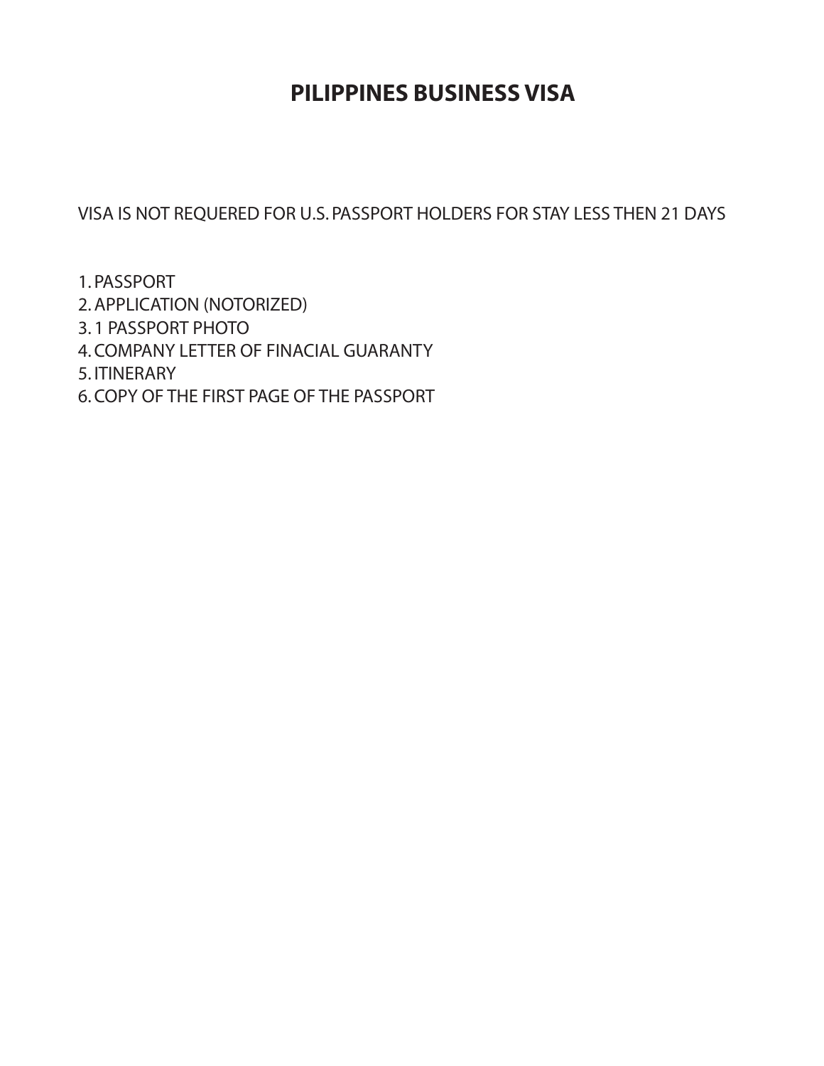# PILIPPINES BUSINESS VISA

VISA IS NOT REQUERED FOR U.S. PASSPORT HOLDERS FOR STAY LESS THEN 21 DAYS

1. PASSPORT
2. APPLICATION (NOTORIZED)
3. 1 PASSPORT PHOTO
4. COMPANY LETTER OF FINACIAL GUARANTY
5. ITINERARY
6. COPY OF THE FIRST PAGE OF THE PASSPORT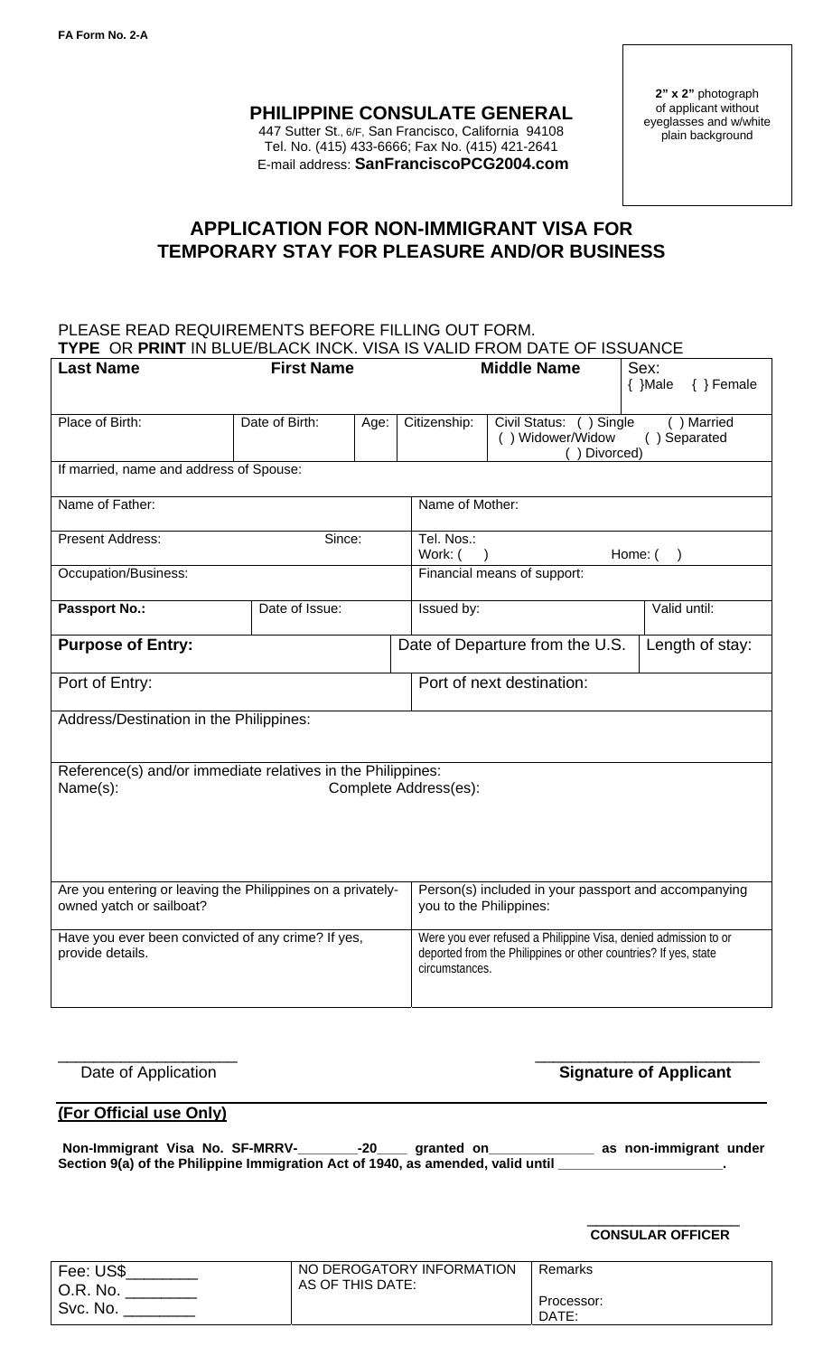FA Form No. 2-A

**2" x 2"** photograph of applicant without eyeglasses and w/white plain background

## PHILIPPINE CONSULATE GENERAL

447 Sutter St., 6/F, San Francisco, California 94108
Tel. No. (415) 433-6666; Fax No. (415) 421-2641
E-mail address: **SanFranciscoPCG2004.com**

# APPLICATION FOR NON-IMMIGRANT VISA FOR TEMPORARY STAY FOR PLEASURE AND/OR BUSINESS

PLEASE READ REQUIREMENTS BEFORE FILLING OUT FORM.
**TYPE** OR **PRINT** IN BLUE/BLACK INCK. VISA IS VALID FROM DATE OF ISSUANCE

| | | | | | |
|---|---|---|---|---|---|
| **Last Name** | **First Name** | | **Middle Name** | | Sex: { }Male { } Female |
| Place of Birth: | Date of Birth: | Age: | Citizenship: | Civil Status: ( ) Single ( ) Married ( ) Widower/Widow ( ) Separated ( ) Divorced) | |
| If married, name and address of Spouse: | | | | | |
| Name of Father: | | | Name of Mother: | | |
| Present Address: Since: | | | Tel. Nos.: Work: ( ) Home: ( ) | | |
| Occupation/Business: | | | Financial means of support: | | |
| **Passport No.:** | Date of Issue: | | Issued by: | | Valid until: |
| **Purpose of Entry:** | | | Date of Departure from the U.S. | | Length of stay: |
| Port of Entry: | | | Port of next destination: | | |
| Address/Destination in the Philippines: | | | | | |
| Reference(s) and/or immediate relatives in the Philippines: Name(s): Complete Address(es): | | | | | |
| Are you entering or leaving the Philippines on a privately-owned yatch or sailboat? | | | Person(s) included in your passport and accompanying you to the Philippines: | | |
| Have you ever been convicted of any crime? If yes, provide details. | | | Were you ever refused a Philippine Visa, denied admission to or deported from the Philippines or other countries? If yes, state circumstances. | | |

_____________________ Date of Application

_____________________ **Signature of Applicant**

**(For Official use Only)**

**Non-Immigrant Visa No. SF-MRRV-________-20____ granted on_____________ as non-immigrant under Section 9(a) of the Philippine Immigration Act of 1940, as amended, valid until _____________________.**

__________________
**CONSULAR OFFICER**

| | | |
|---|---|---|
| Fee: US$________ O.R. No. ________ Svc. No. ________ | NO DEROGATORY INFORMATION AS OF THIS DATE: | Remarks Processor: DATE: |